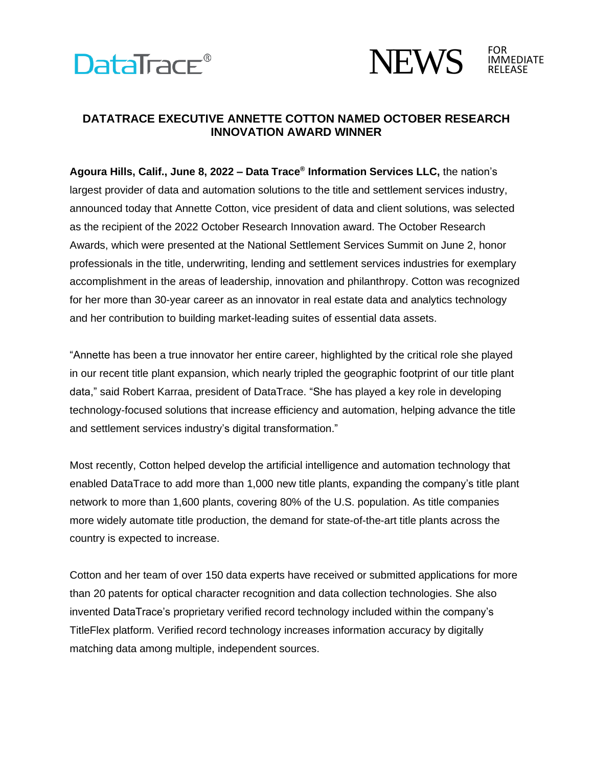DataTrace®

NEWS FOR IMMEDIATE RELEASE

# DATATRACE EXECUTIVE ANNETTE COTTON NAMED OCTOBER RESEARCH INNOVATION AWARD WINNER

**Agoura Hills, Calif., June 8, 2022 – Data Trace® Information Services LLC,** the nation's largest provider of data and automation solutions to the title and settlement services industry, announced today that Annette Cotton, vice president of data and client solutions, was selected as the recipient of the 2022 October Research Innovation award. The October Research Awards, which were presented at the National Settlement Services Summit on June 2, honor professionals in the title, underwriting, lending and settlement services industries for exemplary accomplishment in the areas of leadership, innovation and philanthropy. Cotton was recognized for her more than 30-year career as an innovator in real estate data and analytics technology and her contribution to building market-leading suites of essential data assets.

"Annette has been a true innovator her entire career, highlighted by the critical role she played in our recent title plant expansion, which nearly tripled the geographic footprint of our title plant data," said Robert Karraa, president of DataTrace. "She has played a key role in developing technology-focused solutions that increase efficiency and automation, helping advance the title and settlement services industry's digital transformation."

Most recently, Cotton helped develop the artificial intelligence and automation technology that enabled DataTrace to add more than 1,000 new title plants, expanding the company's title plant network to more than 1,600 plants, covering 80% of the U.S. population. As title companies more widely automate title production, the demand for state-of-the-art title plants across the country is expected to increase.

Cotton and her team of over 150 data experts have received or submitted applications for more than 20 patents for optical character recognition and data collection technologies. She also invented DataTrace's proprietary verified record technology included within the company's TitleFlex platform. Verified record technology increases information accuracy by digitally matching data among multiple, independent sources.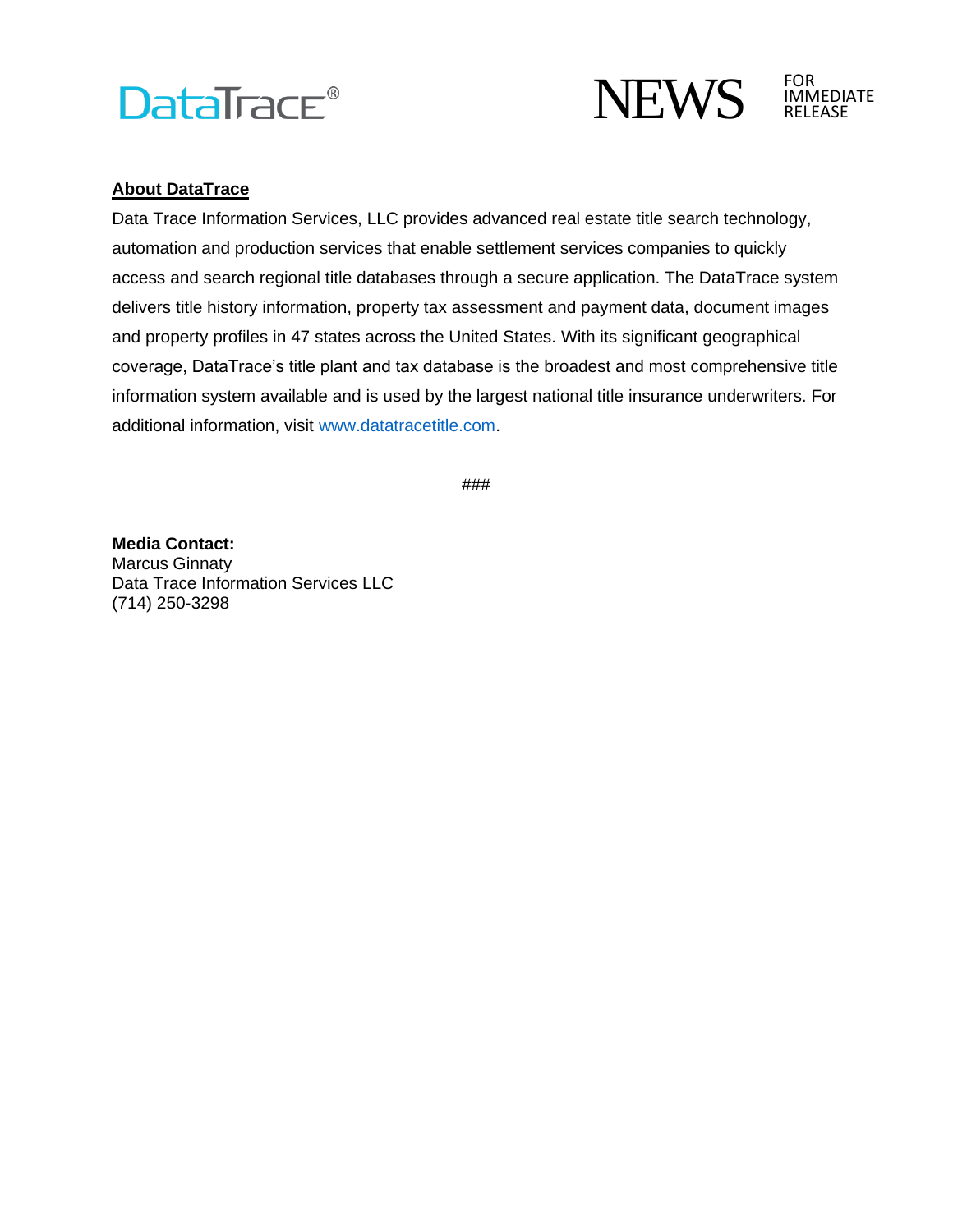**About DataTrace**

Data Trace Information Services, LLC provides advanced real estate title search technology, automation and production services that enable settlement services companies to quickly access and search regional title databases through a secure application. The DataTrace system delivers title history information, property tax assessment and payment data, document images and property profiles in 47 states across the United States. With its significant geographical coverage, DataTrace's title plant and tax database is the broadest and most comprehensive title information system available and is used by the largest national title insurance underwriters. For additional information, visit [www.datatracetitle.com](http://www.datatracetitle.com).

###

**Media Contact:**
Marcus Ginnaty
Data Trace Information Services LLC
(714) 250-3298